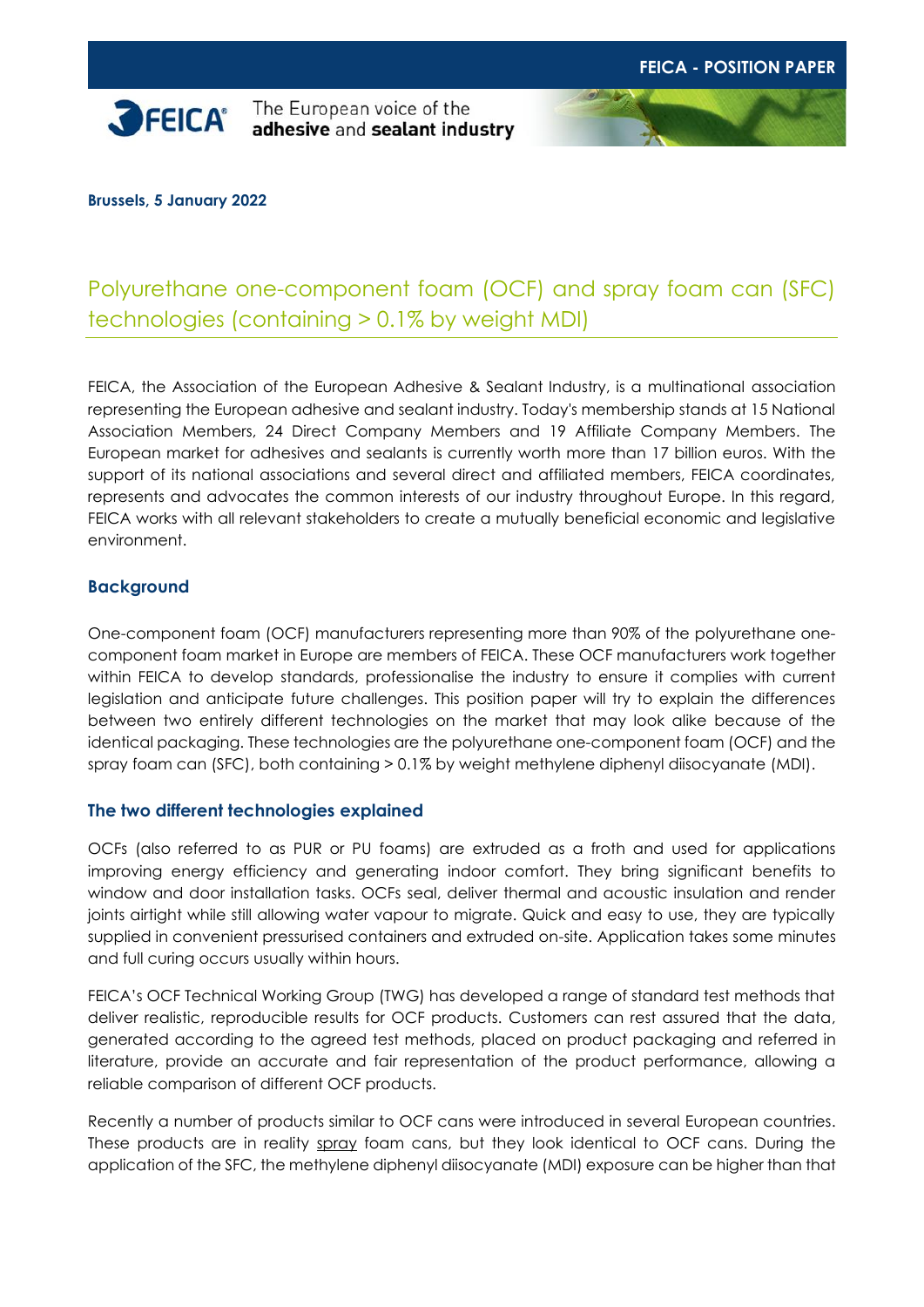**FEICA - POSITION PAPER**

FEICA® The European voice of the **adhesive** and **sealant industry**

**Brussels, 5 January 2022**

# Polyurethane one-component foam (OCF) and spray foam can (SFC) technologies (containing > 0.1% by weight MDI)

FEICA, the Association of the European Adhesive & Sealant Industry, is a multinational association representing the European adhesive and sealant industry. Today's membership stands at 15 National Association Members, 24 Direct Company Members and 19 Affiliate Company Members. The European market for adhesives and sealants is currently worth more than 17 billion euros. With the support of its national associations and several direct and affiliated members, FEICA coordinates, represents and advocates the common interests of our industry throughout Europe. In this regard, FEICA works with all relevant stakeholders to create a mutually beneficial economic and legislative environment.

## Background

One-component foam (OCF) manufacturers representing more than 90% of the polyurethane one-component foam market in Europe are members of FEICA. These OCF manufacturers work together within FEICA to develop standards, professionalise the industry to ensure it complies with current legislation and anticipate future challenges. This position paper will try to explain the differences between two entirely different technologies on the market that may look alike because of the identical packaging. These technologies are the polyurethane one-component foam (OCF) and the spray foam can (SFC), both containing > 0.1% by weight methylene diphenyl diisocyanate (MDI).

## The two different technologies explained

OCFs (also referred to as PUR or PU foams) are extruded as a froth and used for applications improving energy efficiency and generating indoor comfort. They bring significant benefits to window and door installation tasks. OCFs seal, deliver thermal and acoustic insulation and render joints airtight while still allowing water vapour to migrate. Quick and easy to use, they are typically supplied in convenient pressurised containers and extruded on-site. Application takes some minutes and full curing occurs usually within hours.

FEICA's OCF Technical Working Group (TWG) has developed a range of standard test methods that deliver realistic, reproducible results for OCF products. Customers can rest assured that the data, generated according to the agreed test methods, placed on product packaging and referred in literature, provide an accurate and fair representation of the product performance, allowing a reliable comparison of different OCF products.

Recently a number of products similar to OCF cans were introduced in several European countries. These products are in reality spray foam cans, but they look identical to OCF cans. During the application of the SFC, the methylene diphenyl diisocyanate (MDI) exposure can be higher than that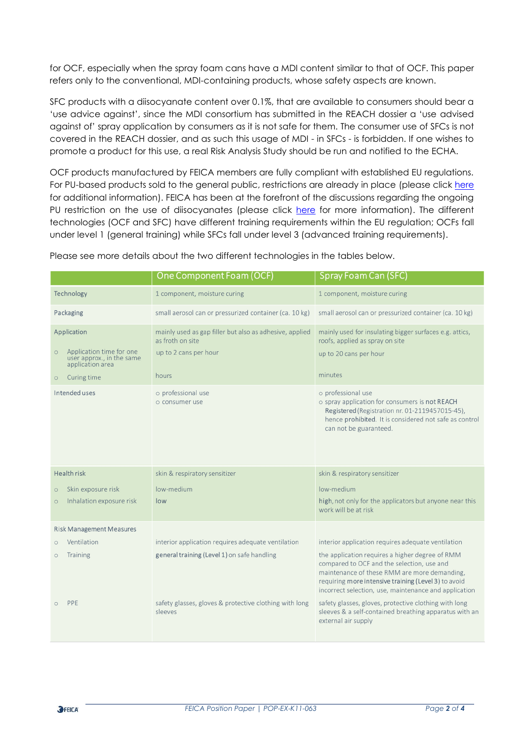for OCF, especially when the spray foam cans have a MDI content similar to that of OCF. This paper refers only to the conventional, MDI-containing products, whose safety aspects are known.

SFC products with a diisocyanate content over 0.1%, that are available to consumers should bear a 'use advice against', since the MDI consortium has submitted in the REACH dossier a 'use advised against of' spray application by consumers as it is not safe for them. The consumer use of SFCs is not covered in the REACH dossier, and as such this usage of MDI - in SFCs - is forbidden. If one wishes to promote a product for this use, a real Risk Analysis Study should be run and notified to the ECHA.

OCF products manufactured by FEICA members are fully compliant with established EU regulations. For PU-based products sold to the general public, restrictions are already in place (please click here for additional information). FEICA has been at the forefront of the discussions regarding the ongoing PU restriction on the use of diisocyanates (please click here for more information). The different technologies (OCF and SFC) have different training requirements within the EU regulation; OCFs fall under level 1 (general training) while SFCs fall under level 3 (advanced training requirements).

Please see more details about the two different technologies in the tables below.

| | One Component Foam (OCF) | Spray Foam Can (SFC) |
|---|---|---|
| Technology | 1 component, moisture curing | 1 component, moisture curing |
| Packaging | small aerosol can or pressurized container (ca. 10 kg) | small aerosol can or pressurized container (ca. 10 kg) |
| Application | mainly used as gap filler but also as adhesive, applied as froth on site | mainly used for insulating bigger surfaces e.g. attics, roofs, applied as spray on site |
| ○ Application time for one user approx., in the same application area | up to 2 cans per hour | up to 20 cans per hour |
| ○ Curing time | hours | minutes |
| Intended uses | ○ professional use<br>○ consumer use | ○ professional use<br>○ spray application for consumers is **not REACH Registered** (Registration nr. 01-2119457015-45), hence **prohibited**. It is considered not safe as control can not be guaranteed. |
| Health risk | skin & respiratory sensitizer | skin & respiratory sensitizer |
| ○ Skin exposure risk | low-medium | low-medium |
| ○ Inhalation exposure risk | low | **high**, not only for the applicators but anyone near this work will be at risk |
| Risk Management Measures | | |
| ○ Ventilation | interior application requires adequate ventilation | interior application requires adequate ventilation |
| ○ Training | **general training (Level 1)** on safe handling | the application requires a higher degree of RMM compared to OCF and the selection, use and maintenance of these RMM are more demanding, requiring **more intensive training (Level 3)** to avoid incorrect selection, use, maintenance and application |
| ○ PPE | safety glasses, gloves & protective clothing with long sleeves | safety glasses, gloves, protective clothing with long sleeves & a self-contained breathing apparatus with an external air supply |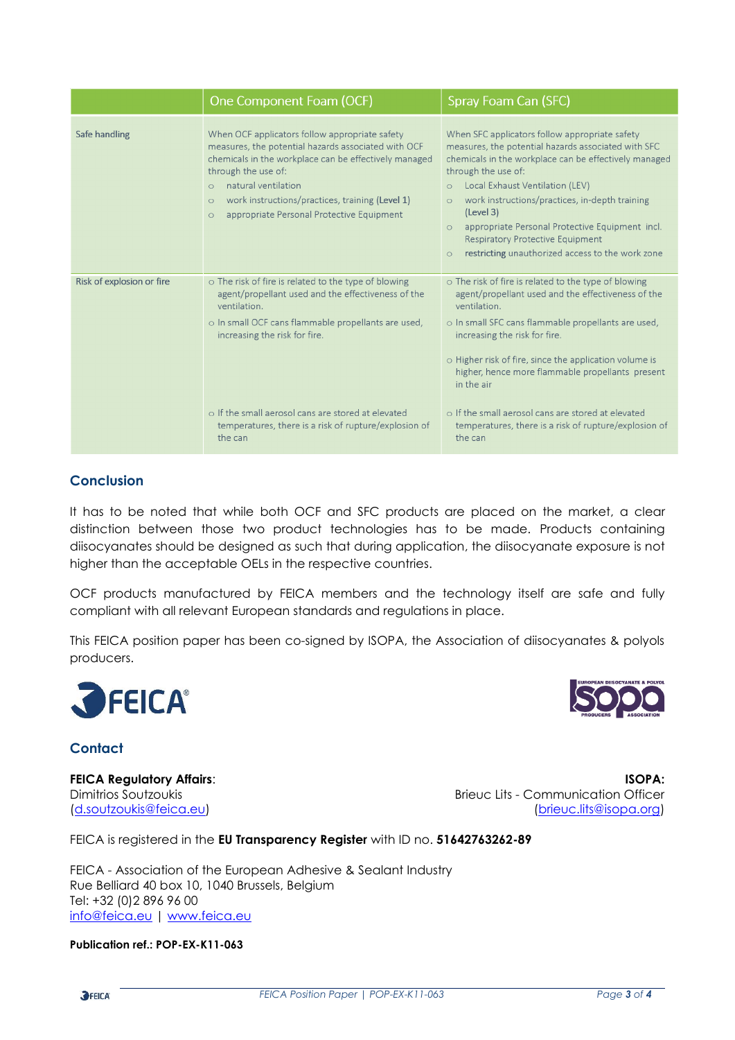| | One Component Foam (OCF) | Spray Foam Can (SFC) |
|---|---|---|
| Safe handling | When OCF applicators follow appropriate safety measures, the potential hazards associated with OCF chemicals in the workplace can be effectively managed through the use of:<br>○ natural ventilation<br>○ work instructions/practices, training (**Level 1**)<br>○ appropriate Personal Protective Equipment | When SFC applicators follow appropriate safety measures, the potential hazards associated with SFC chemicals in the workplace can be effectively managed through the use of:<br>○ Local Exhaust Ventilation (LEV)<br>○ work instructions/practices, in-depth training (**Level 3**)<br>○ appropriate Personal Protective Equipment incl. Respiratory Protective Equipment<br>○ restricting unauthorized access to the work zone |
| Risk of explosion or fire | ○ The risk of fire is related to the type of blowing agent/propellant used and the effectiveness of the ventilation.<br>○ In small OCF cans flammable propellants are used, increasing the risk for fire.<br>○ If the small aerosol cans are stored at elevated temperatures, there is a risk of rupture/explosion of the can | ○ The risk of fire is related to the type of blowing agent/propellant used and the effectiveness of the ventilation.<br>○ In small SFC cans flammable propellants are used, increasing the risk for fire.<br>○ Higher risk of fire, since the application volume is higher, hence more flammable propellants present in the air<br>○ If the small aerosol cans are stored at elevated temperatures, there is a risk of rupture/explosion of the can |

## Conclusion

It has to be noted that while both OCF and SFC products are placed on the market, a clear distinction between those two product technologies has to be made. Products containing diisocyanates should be designed as such that during application, the diisocyanate exposure is not higher than the acceptable OELs in the respective countries.

OCF products manufactured by FEICA members and the technology itself are safe and fully compliant with all relevant European standards and regulations in place.

This FEICA position paper has been co-signed by ISOPA, the Association of diisocyanates & polyols producers.

## Contact

**FEICA Regulatory Affairs**:
Dimitrios Soutzoukis
(d.soutzoukis@feica.eu)

**ISOPA:**
Brieuc Lits - Communication Officer
(brieuc.lits@isopa.org)

FEICA is registered in the **EU Transparency Register** with ID no. **51642763262-89**

FEICA - Association of the European Adhesive & Sealant Industry
Rue Belliard 40 box 10, 1040 Brussels, Belgium
Tel: +32 (0)2 896 96 00
info@feica.eu | www.feica.eu

**Publication ref.: POP-EX-K11-063**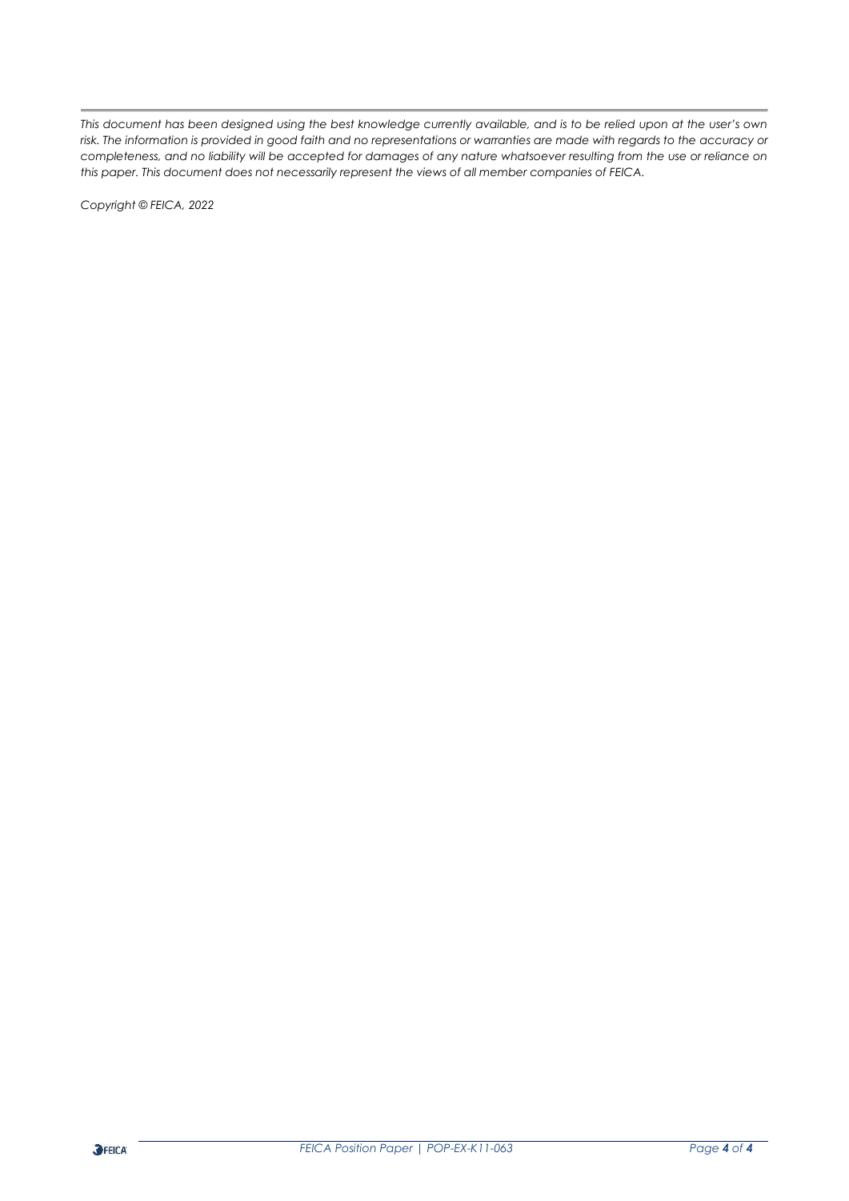*This document has been designed using the best knowledge currently available, and is to be relied upon at the user's own risk. The information is provided in good faith and no representations or warranties are made with regards to the accuracy or completeness, and no liability will be accepted for damages of any nature whatsoever resulting from the use or reliance on this paper. This document does not necessarily represent the views of all member companies of FEICA.*

*Copyright © FEICA, 2022*